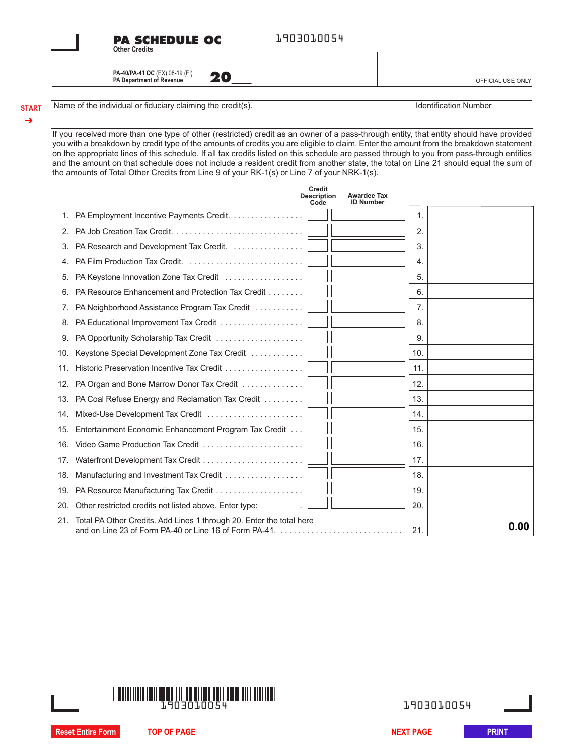# PA SCHEDULE OC

Other Credits

1903010054

PA-40/PA-41 OC (EX) 08-19 (FI)
PA Department of Revenue

**20\_\_\_**

OFFICIAL USE ONLY

START →

| Name of the individual or fiduciary claiming the credit(s). | Identification Number |
|---|---|
| | |

If you received more than one type of other (restricted) credit as an owner of a pass-through entity, that entity should have provided you with a breakdown by credit type of the amounts of credits you are eligible to claim. Enter the amount from the breakdown statement on the appropriate lines of this schedule. If all tax credits listed on this schedule are passed through to you from pass-through entities and the amount on that schedule does not include a resident credit from another state, the total on Line 21 should equal the sum of the amounts of Total Other Credits from Line 9 of your RK-1(s) or Line 7 of your NRK-1(s).

| | Credit Description Code | Awardee Tax ID Number | Line | Amount |
|---|---|---|---|---|
| 1. PA Employment Incentive Payments Credit. | | | 1. | |
| 2. PA Job Creation Tax Credit. | | | 2. | |
| 3. PA Research and Development Tax Credit. | | | 3. | |
| 4. PA Film Production Tax Credit. | | | 4. | |
| 5. PA Keystone Innovation Zone Tax Credit | | | 5. | |
| 6. PA Resource Enhancement and Protection Tax Credit | | | 6. | |
| 7. PA Neighborhood Assistance Program Tax Credit | | | 7. | |
| 8. PA Educational Improvement Tax Credit | | | 8. | |
| 9. PA Opportunity Scholarship Tax Credit | | | 9. | |
| 10. Keystone Special Development Zone Tax Credit | | | 10. | |
| 11. Historic Preservation Incentive Tax Credit | | | 11. | |
| 12. PA Organ and Bone Marrow Donor Tax Credit | | | 12. | |
| 13. PA Coal Refuse Energy and Reclamation Tax Credit | | | 13. | |
| 14. Mixed-Use Development Tax Credit | | | 14. | |
| 15. Entertainment Economic Enhancement Program Tax Credit | | | 15. | |
| 16. Video Game Production Tax Credit | | | 16. | |
| 17. Waterfront Development Tax Credit | | | 17. | |
| 18. Manufacturing and Investment Tax Credit | | | 18. | |
| 19. PA Resource Manufacturing Tax Credit | | | 19. | |
| 20. Other restricted credits not listed above. Enter type: \_\_\_\_\_\_\_\_. | | | 20. | |
| 21. Total PA Other Credits. Add Lines 1 through 20. Enter the total here and on Line 23 of Form PA-40 or Line 16 of Form PA-41. | | | 21. | **0.00** |

1903010054

1903010054

Reset Entire Form | TOP OF PAGE | NEXT PAGE | PRINT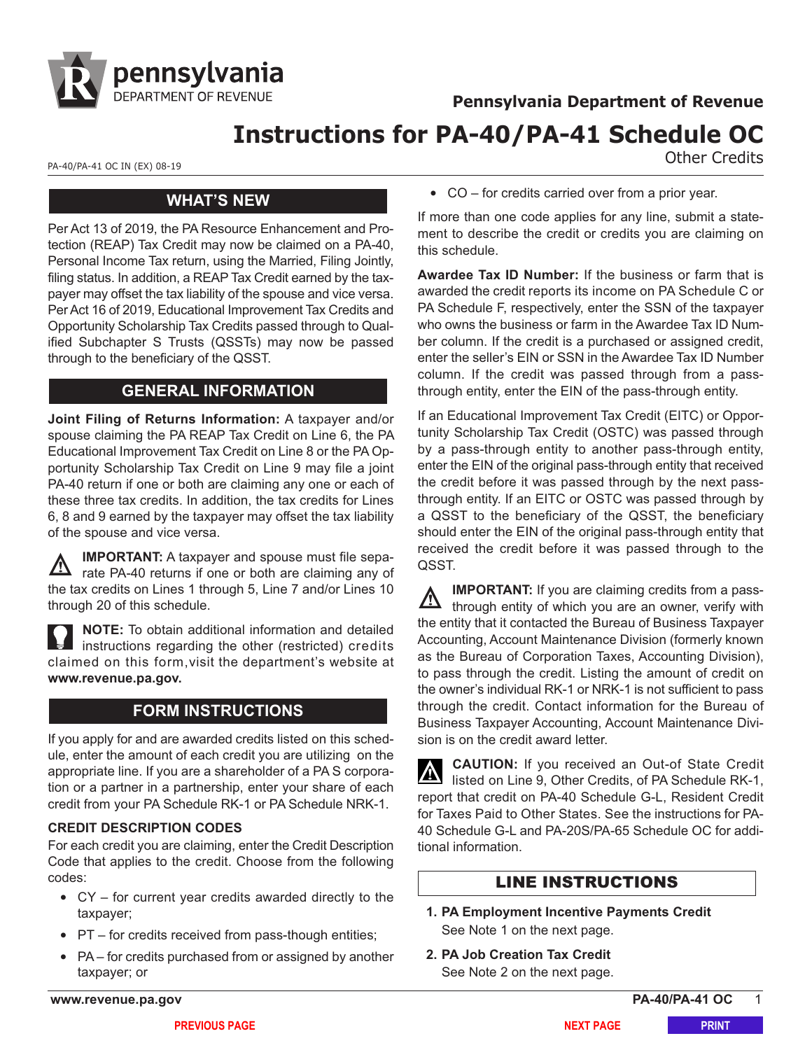# Pennsylvania Department of Revenue

# Instructions for PA-40/PA-41 Schedule OC

Other Credits

PA-40/PA-41 OC IN (EX) 08-19

## WHAT'S NEW

Per Act 13 of 2019, the PA Resource Enhancement and Protection (REAP) Tax Credit may now be claimed on a PA-40, Personal Income Tax return, using the Married, Filing Jointly, filing status. In addition, a REAP Tax Credit earned by the taxpayer may offset the tax liability of the spouse and vice versa. Per Act 16 of 2019, Educational Improvement Tax Credits and Opportunity Scholarship Tax Credits passed through to Qualified Subchapter S Trusts (QSSTs) may now be passed through to the beneficiary of the QSST.

## GENERAL INFORMATION

**Joint Filing of Returns Information:** A taxpayer and/or spouse claiming the PA REAP Tax Credit on Line 6, the PA Educational Improvement Tax Credit on Line 8 or the PA Opportunity Scholarship Tax Credit on Line 9 may file a joint PA-40 return if one or both are claiming any one or each of these three tax credits. In addition, the tax credits for Lines 6, 8 and 9 earned by the taxpayer may offset the tax liability of the spouse and vice versa.

**IMPORTANT:** A taxpayer and spouse must file separate PA-40 returns if one or both are claiming any of the tax credits on Lines 1 through 5, Line 7 and/or Lines 10 through 20 of this schedule.

**NOTE:** To obtain additional information and detailed instructions regarding the other (restricted) credits claimed on this form, visit the department's website at **www.revenue.pa.gov.**

## FORM INSTRUCTIONS

If you apply for and are awarded credits listed on this schedule, enter the amount of each credit you are utilizing on the appropriate line. If you are a shareholder of a PA S corporation or a partner in a partnership, enter your share of each credit from your PA Schedule RK-1 or PA Schedule NRK-1.

### CREDIT DESCRIPTION CODES

For each credit you are claiming, enter the Credit Description Code that applies to the credit. Choose from the following codes:

- CY – for current year credits awarded directly to the taxpayer;
- PT – for credits received from pass-though entities;
- PA – for credits purchased from or assigned by another taxpayer; or
- CO – for credits carried over from a prior year.

If more than one code applies for any line, submit a statement to describe the credit or credits you are claiming on this schedule.

**Awardee Tax ID Number:** If the business or farm that is awarded the credit reports its income on PA Schedule C or PA Schedule F, respectively, enter the SSN of the taxpayer who owns the business or farm in the Awardee Tax ID Number column. If the credit is a purchased or assigned credit, enter the seller's EIN or SSN in the Awardee Tax ID Number column. If the credit was passed through from a pass-through entity, enter the EIN of the pass-through entity.

If an Educational Improvement Tax Credit (EITC) or Opportunity Scholarship Tax Credit (OSTC) was passed through by a pass-through entity to another pass-through entity, enter the EIN of the original pass-through entity that received the credit before it was passed through by the next pass-through entity. If an EITC or OSTC was passed through by a QSST to the beneficiary of the QSST, the beneficiary should enter the EIN of the original pass-through entity that received the credit before it was passed through to the QSST.

**IMPORTANT:** If you are claiming credits from a pass-through entity of which you are an owner, verify with the entity that it contacted the Bureau of Business Taxpayer Accounting, Account Maintenance Division (formerly known as the Bureau of Corporation Taxes, Accounting Division), to pass through the credit. Listing the amount of credit on the owner's individual RK-1 or NRK-1 is not sufficient to pass through the credit. Contact information for the Bureau of Business Taxpayer Accounting, Account Maintenance Division is on the credit award letter.

**CAUTION:** If you received an Out-of State Credit listed on Line 9, Other Credits, of PA Schedule RK-1, report that credit on PA-40 Schedule G-L, Resident Credit for Taxes Paid to Other States. See the instructions for PA-40 Schedule G-L and PA-20S/PA-65 Schedule OC for additional information.

## LINE INSTRUCTIONS

1. **PA Employment Incentive Payments Credit**
   See Note 1 on the next page.
2. **PA Job Creation Tax Credit**
   See Note 2 on the next page.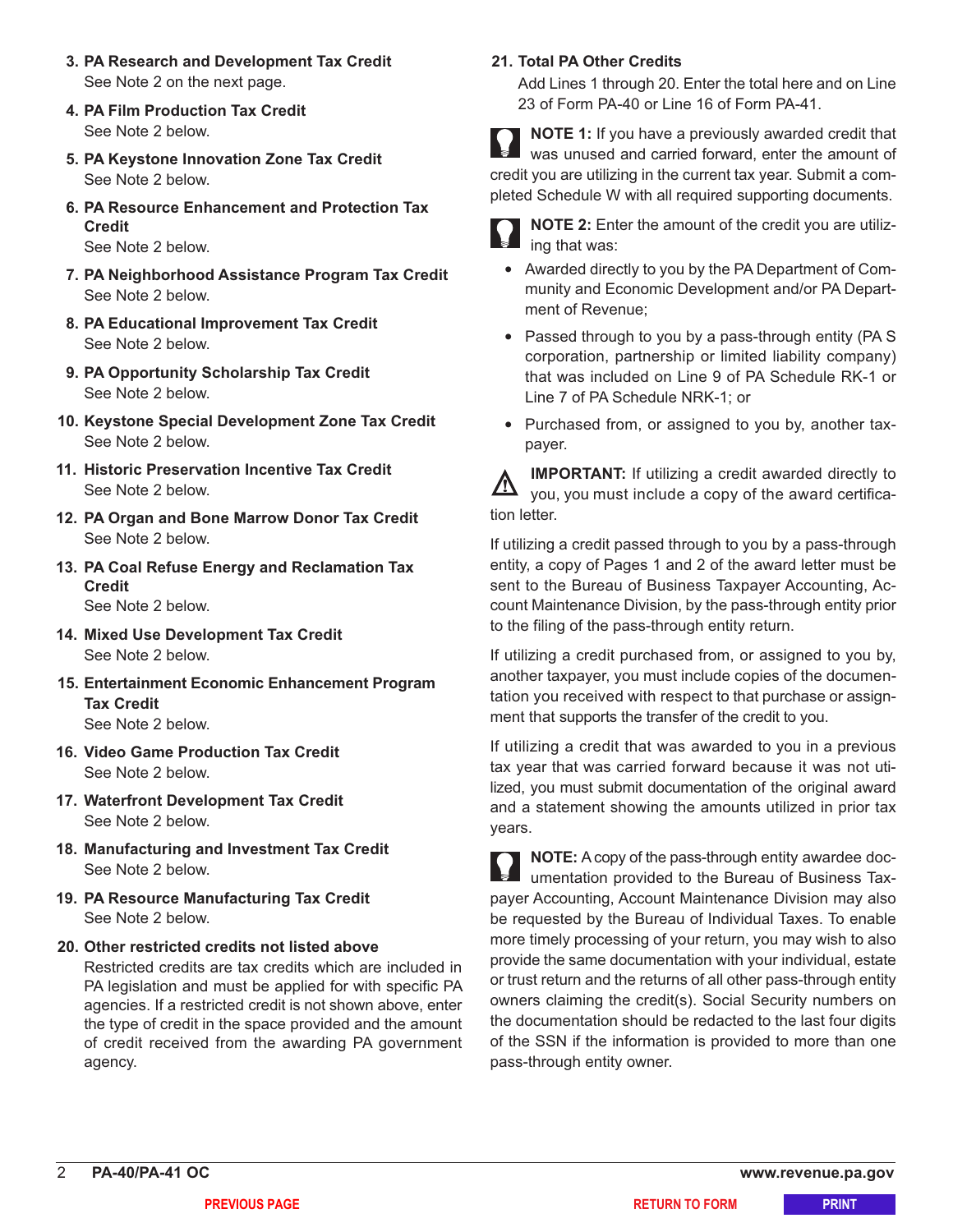**3. PA Research and Development Tax Credit**

See Note 2 on the next page.

**4. PA Film Production Tax Credit**

See Note 2 below.

**5. PA Keystone Innovation Zone Tax Credit**

See Note 2 below.

**6. PA Resource Enhancement and Protection Tax Credit**

See Note 2 below.

**7. PA Neighborhood Assistance Program Tax Credit**

See Note 2 below.

**8. PA Educational Improvement Tax Credit**

See Note 2 below.

**9. PA Opportunity Scholarship Tax Credit**

See Note 2 below.

**10. Keystone Special Development Zone Tax Credit**

See Note 2 below.

**11. Historic Preservation Incentive Tax Credit**

See Note 2 below.

**12. PA Organ and Bone Marrow Donor Tax Credit**

See Note 2 below.

**13. PA Coal Refuse Energy and Reclamation Tax Credit**

See Note 2 below.

**14. Mixed Use Development Tax Credit**

See Note 2 below.

**15. Entertainment Economic Enhancement Program Tax Credit**

See Note 2 below.

**16. Video Game Production Tax Credit**

See Note 2 below.

**17. Waterfront Development Tax Credit**

See Note 2 below.

**18. Manufacturing and Investment Tax Credit**

See Note 2 below.

**19. PA Resource Manufacturing Tax Credit**

See Note 2 below.

**20. Other restricted credits not listed above**

Restricted credits are tax credits which are included in PA legislation and must be applied for with specific PA agencies. If a restricted credit is not shown above, enter the type of credit in the space provided and the amount of credit received from the awarding PA government agency.

**21. Total PA Other Credits**

Add Lines 1 through 20. Enter the total here and on Line 23 of Form PA-40 or Line 16 of Form PA-41.

**NOTE 1:** If you have a previously awarded credit that was unused and carried forward, enter the amount of credit you are utilizing in the current tax year. Submit a completed Schedule W with all required supporting documents.

**NOTE 2:** Enter the amount of the credit you are utilizing that was:

- Awarded directly to you by the PA Department of Community and Economic Development and/or PA Department of Revenue;
- Passed through to you by a pass-through entity (PA S corporation, partnership or limited liability company) that was included on Line 9 of PA Schedule RK-1 or Line 7 of PA Schedule NRK-1; or
- Purchased from, or assigned to you by, another taxpayer.

**IMPORTANT:** If utilizing a credit awarded directly to you, you must include a copy of the award certification letter.

If utilizing a credit passed through to you by a pass-through entity, a copy of Pages 1 and 2 of the award letter must be sent to the Bureau of Business Taxpayer Accounting, Account Maintenance Division, by the pass-through entity prior to the filing of the pass-through entity return.

If utilizing a credit purchased from, or assigned to you by, another taxpayer, you must include copies of the documentation you received with respect to that purchase or assignment that supports the transfer of the credit to you.

If utilizing a credit that was awarded to you in a previous tax year that was carried forward because it was not utilized, you must submit documentation of the original award and a statement showing the amounts utilized in prior tax years.

**NOTE:** A copy of the pass-through entity awardee documentation provided to the Bureau of Business Taxpayer Accounting, Account Maintenance Division may also be requested by the Bureau of Individual Taxes. To enable more timely processing of your return, you may wish to also provide the same documentation with your individual, estate or trust return and the returns of all other pass-through entity owners claiming the credit(s). Social Security numbers on the documentation should be redacted to the last four digits of the SSN if the information is provided to more than one pass-through entity owner.